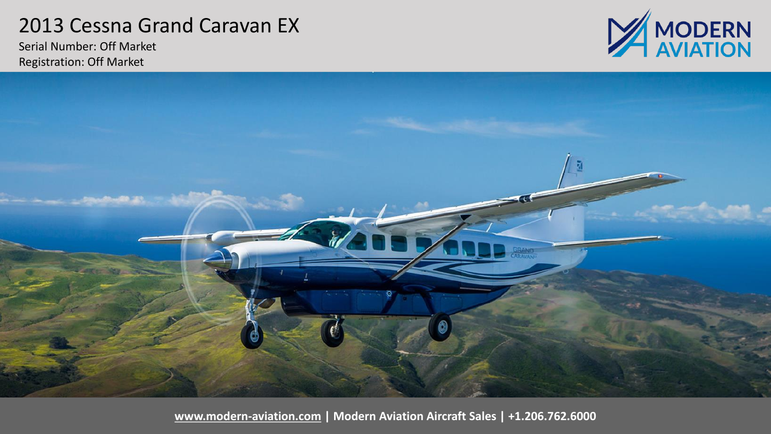# 2013 Cessna Grand Caravan EX

Serial Number: Off Market

Registration: Off Market

**www.modern-aviation.com | Modern Aviation Aircraft Sales | +1.206.762.6000**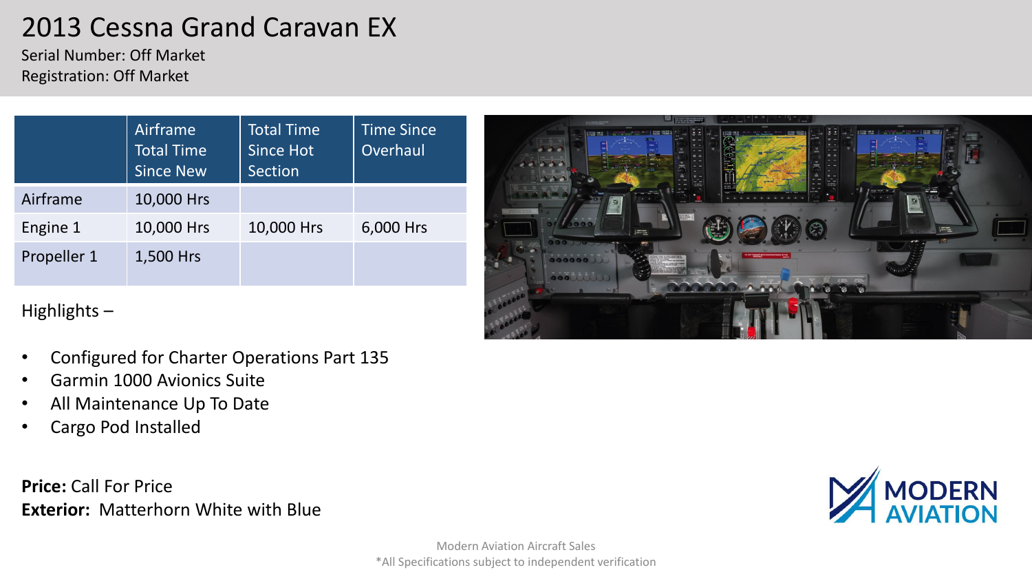# 2013 Cessna Grand Caravan EX

Serial Number: Off Market
Registration: Off Market

| | Airframe Total Time Since New | Total Time Since Hot Section | Time Since Overhaul |
|---|---|---|---|
| Airframe | 10,000 Hrs | | |
| Engine 1 | 10,000 Hrs | 10,000 Hrs | 6,000 Hrs |
| Propeller 1 | 1,500 Hrs | | |

Highlights –

- Configured for Charter Operations Part 135
- Garmin 1000 Avionics Suite
- All Maintenance Up To Date
- Cargo Pod Installed

**Price:** Call For Price
**Exterior:** Matterhorn White with Blue

Modern Aviation Aircraft Sales
*All Specifications subject to independent verification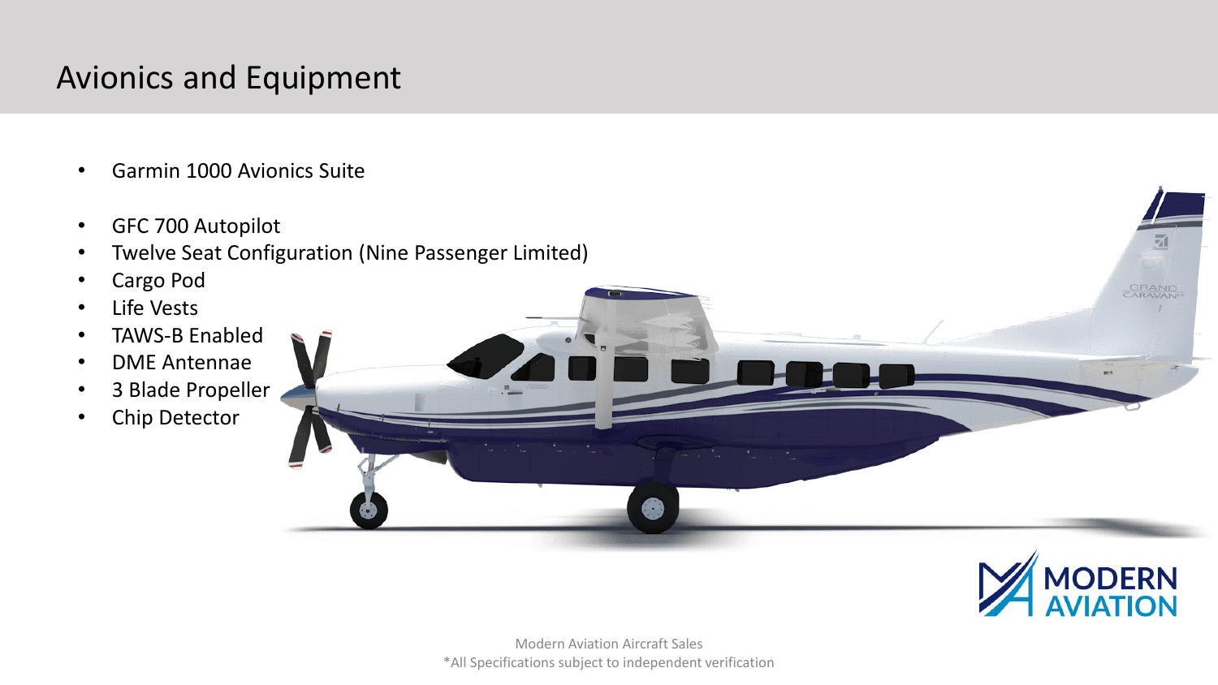# Avionics and Equipment

- Garmin 1000 Avionics Suite
- GFC 700 Autopilot
- Twelve Seat Configuration (Nine Passenger Limited)
- Cargo Pod
- Life Vests
- TAWS-B Enabled
- DME Antennae
- 3 Blade Propeller
- Chip Detector

Modern Aviation Aircraft Sales
*All Specifications subject to independent verification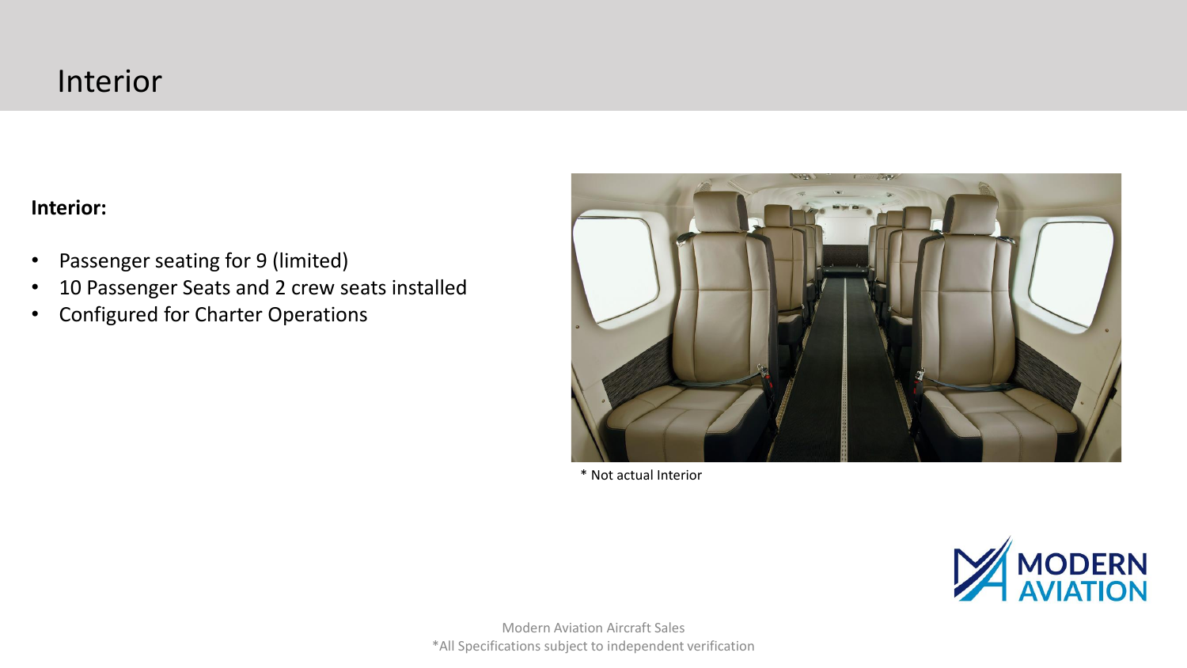# Interior

**Interior:**

- Passenger seating for 9 (limited)
- 10 Passenger Seats and 2 crew seats installed
- Configured for Charter Operations

* Not actual Interior

Modern Aviation Aircraft Sales
*All Specifications subject to independent verification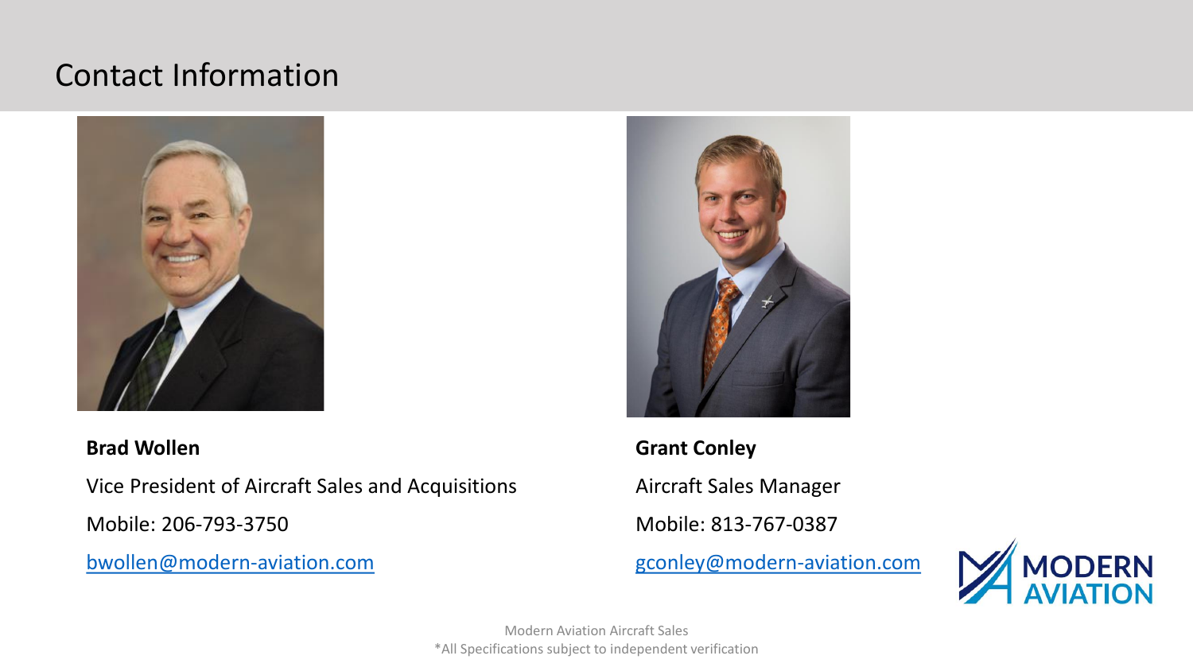## Contact Information

**Brad Wollen**

Vice President of Aircraft Sales and Acquisitions

Mobile: 206-793-3750

bwollen@modern-aviation.com

**Grant Conley**

Aircraft Sales Manager

Mobile: 813-767-0387

gconley@modern-aviation.com

Modern Aviation Aircraft Sales

*All Specifications subject to independent verification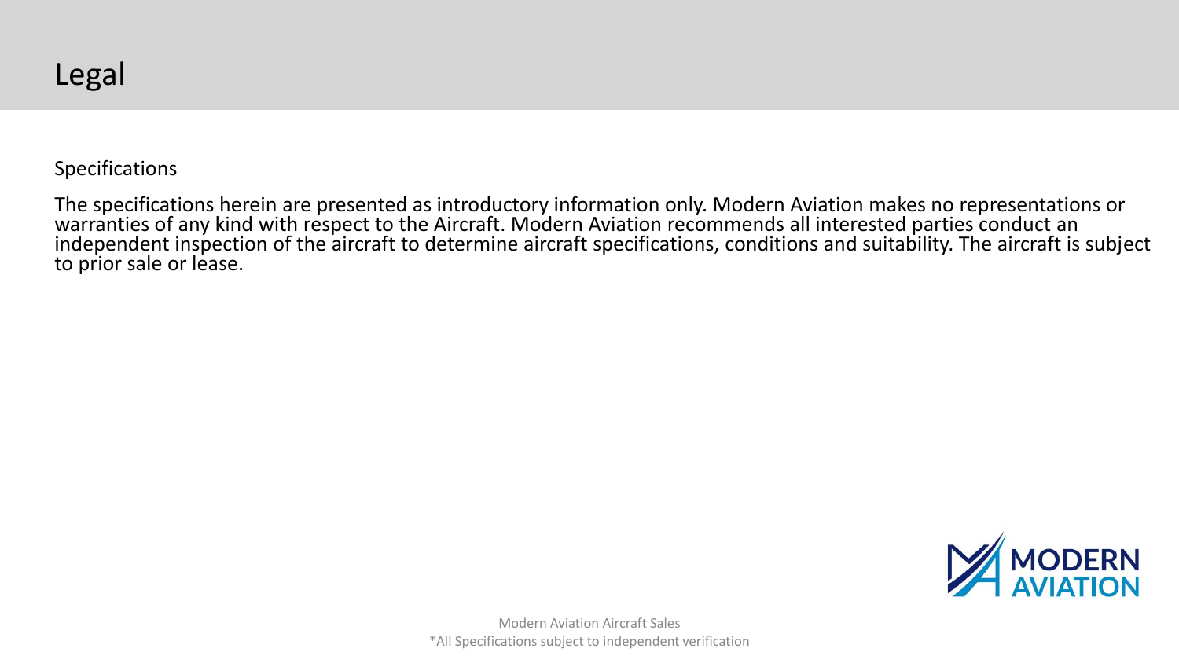# Legal

Specifications

The specifications herein are presented as introductory information only. Modern Aviation makes no representations or warranties of any kind with respect to the Aircraft. Modern Aviation recommends all interested parties conduct an independent inspection of the aircraft to determine aircraft specifications, conditions and suitability. The aircraft is subject to prior sale or lease.